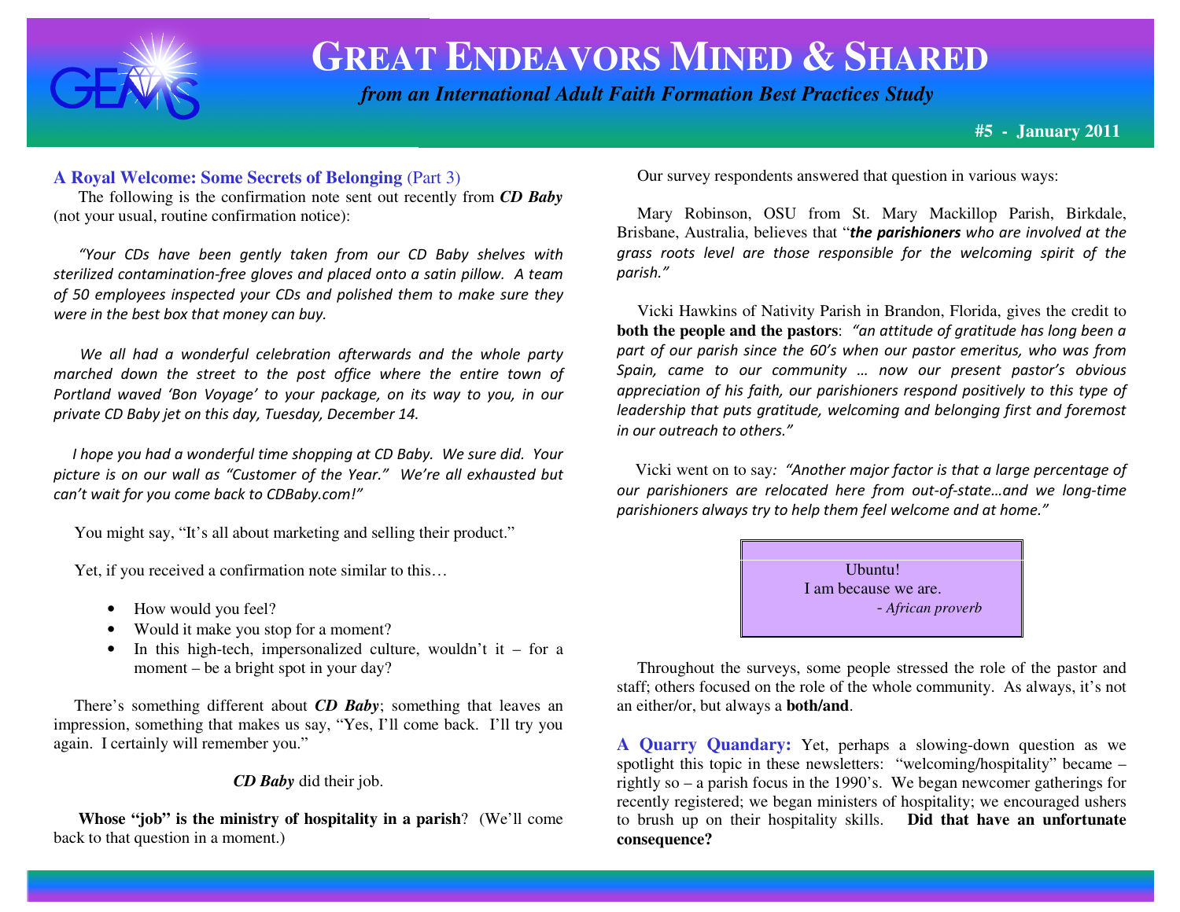# Great Endeavors Mined & Shared

*from an International Adult Faith Formation Best Practices Study*

**#5 - January 2011**

## A Royal Welcome: Some Secrets of Belonging (Part 3)

The following is the confirmation note sent out recently from ***CD Baby*** (not your usual, routine confirmation notice):

*"Your CDs have been gently taken from our CD Baby shelves with sterilized contamination-free gloves and placed onto a satin pillow. A team of 50 employees inspected your CDs and polished them to make sure they were in the best box that money can buy.*

*We all had a wonderful celebration afterwards and the whole party marched down the street to the post office where the entire town of Portland waved 'Bon Voyage' to your package, on its way to you, in our private CD Baby jet on this day, Tuesday, December 14.*

*I hope you had a wonderful time shopping at CD Baby. We sure did. Your picture is on our wall as "Customer of the Year." We're all exhausted but can't wait for you come back to CDBaby.com!"*

You might say, "It's all about marketing and selling their product."

Yet, if you received a confirmation note similar to this…

- How would you feel?
- Would it make you stop for a moment?
- In this high-tech, impersonalized culture, wouldn't it – for a moment – be a bright spot in your day?

There's something different about ***CD Baby***; something that leaves an impression, something that makes us say, "Yes, I'll come back. I'll try you again. I certainly will remember you."

***CD Baby*** did their job.

**Whose "job" is the ministry of hospitality in a parish**? (We'll come back to that question in a moment.)

Our survey respondents answered that question in various ways:

Mary Robinson, OSU from St. Mary Mackillop Parish, Birkdale, Brisbane, Australia, believes that "***the parishioners** who are involved at the grass roots level are those responsible for the welcoming spirit of the parish."*

Vicki Hawkins of Nativity Parish in Brandon, Florida, gives the credit to **both the people and the pastors**: *"an attitude of gratitude has long been a part of our parish since the 60's when our pastor emeritus, who was from Spain, came to our community … now our present pastor's obvious appreciation of his faith, our parishioners respond positively to this type of leadership that puts gratitude, welcoming and belonging first and foremost in our outreach to others."*

Vicki went on to say: *"Another major factor is that a large percentage of our parishioners are relocated here from out-of-state…and we long-time parishioners always try to help them feel welcome and at home."*

> Ubuntu!
> I am because we are.
> *- African proverb*

Throughout the surveys, some people stressed the role of the pastor and staff; others focused on the role of the whole community. As always, it's not an either/or, but always a **both/and**.

**A Quarry Quandary:** Yet, perhaps a slowing-down question as we spotlight this topic in these newsletters: "welcoming/hospitality" became – rightly so – a parish focus in the 1990's. We began newcomer gatherings for recently registered; we began ministers of hospitality; we encouraged ushers to brush up on their hospitality skills. **Did that have an unfortunate consequence?**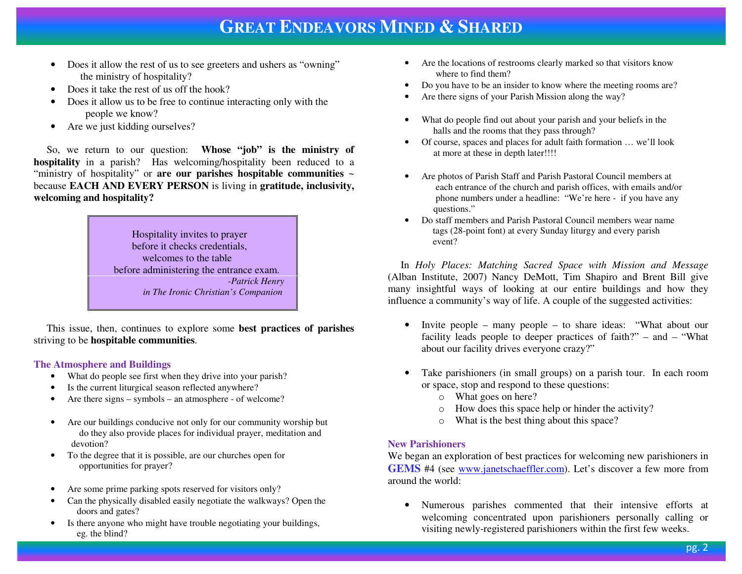- Does it allow the rest of us to see greeters and ushers as "owning" the ministry of hospitality?
- Does it take the rest of us off the hook?
- Does it allow us to be free to continue interacting only with the people we know?
- Are we just kidding ourselves?

So, we return to our question: **Whose "job" is the ministry of hospitality** in a parish? Has welcoming/hospitality been reduced to a "ministry of hospitality" or **are our parishes hospitable communities** ~ because **EACH AND EVERY PERSON** is living in **gratitude, inclusivity, welcoming and hospitality?**

> Hospitality invites to prayer
> before it checks credentials,
> welcomes to the table
> before administering the entrance exam.
>
> *-Patrick Henry*
> *in The Ironic Christian's Companion*

This issue, then, continues to explore some **best practices of parishes** striving to be **hospitable communities**.

### The Atmosphere and Buildings

- What do people see first when they drive into your parish?
- Is the current liturgical season reflected anywhere?
- Are there signs – symbols – an atmosphere - of welcome?

- Are our buildings conducive not only for our community worship but do they also provide places for individual prayer, meditation and devotion?
- To the degree that it is possible, are our churches open for opportunities for prayer?

- Are some prime parking spots reserved for visitors only?
- Can the physically disabled easily negotiate the walkways? Open the doors and gates?
- Is there anyone who might have trouble negotiating your buildings, eg. the blind?

- Are the locations of restrooms clearly marked so that visitors know where to find them?
- Do you have to be an insider to know where the meeting rooms are?
- Are there signs of your Parish Mission along the way?

- What do people find out about your parish and your beliefs in the halls and the rooms that they pass through?
- Of course, spaces and places for adult faith formation … we'll look at more at these in depth later!!!!

- Are photos of Parish Staff and Parish Pastoral Council members at each entrance of the church and parish offices, with emails and/or phone numbers under a headline: "We're here - if you have any questions."
- Do staff members and Parish Pastoral Council members wear name tags (28-point font) at every Sunday liturgy and every parish event?

In *Holy Places: Matching Sacred Space with Mission and Message* (Alban Institute, 2007) Nancy DeMott, Tim Shapiro and Brent Bill give many insightful ways of looking at our entire buildings and how they influence a community's way of life. A couple of the suggested activities:

- Invite people – many people – to share ideas: "What about our facility leads people to deeper practices of faith?" – and – "What about our facility drives everyone crazy?"

- Take parishioners (in small groups) on a parish tour. In each room or space, stop and respond to these questions:
  - What goes on here?
  - How does this space help or hinder the activity?
  - What is the best thing about this space?

### New Parishioners

We began an exploration of best practices for welcoming new parishioners in **GEMS** #4 (see www.janetschaeffler.com). Let's discover a few more from around the world:

- Numerous parishes commented that their intensive efforts at welcoming concentrated upon parishioners personally calling or visiting newly-registered parishioners within the first few weeks.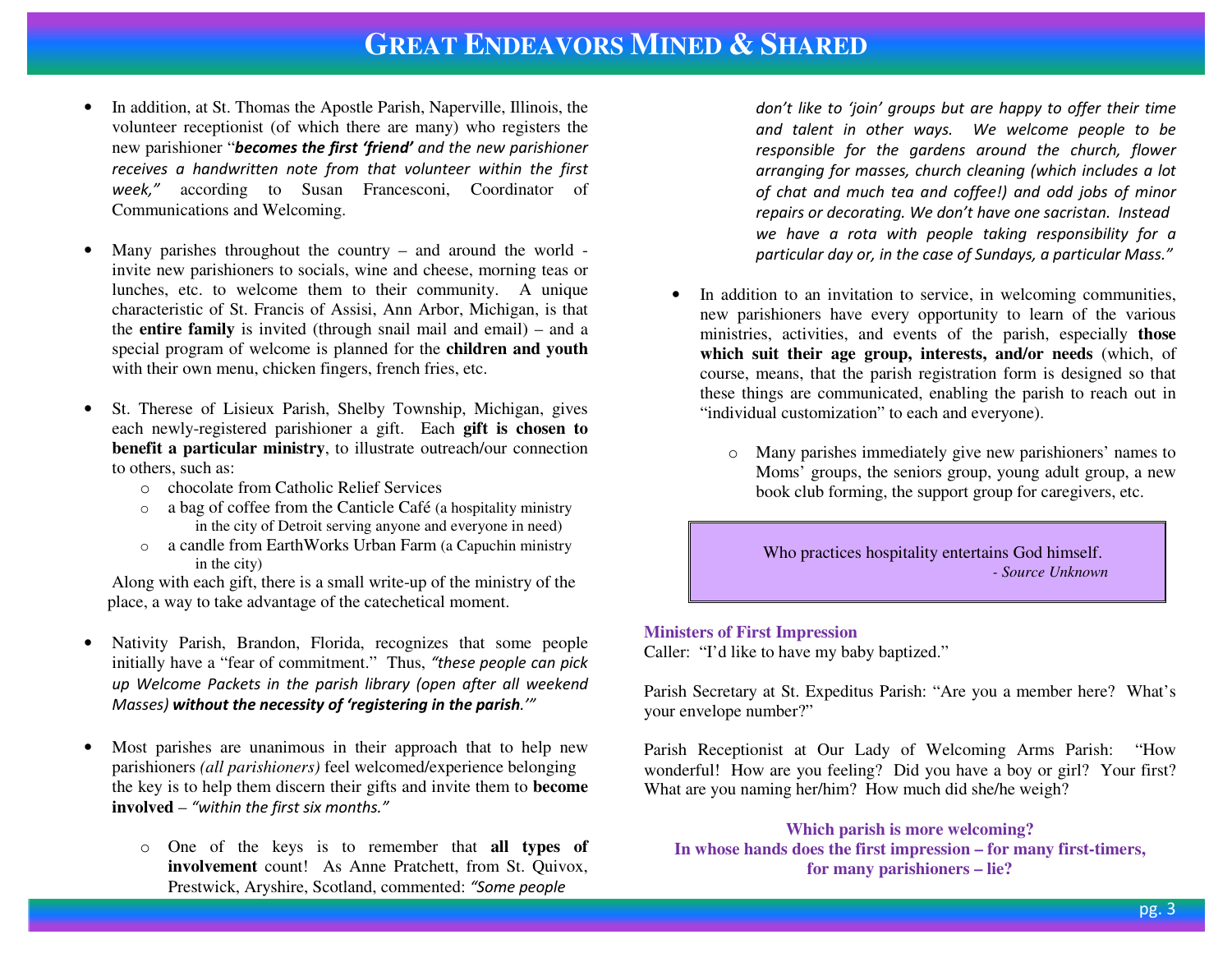# GREAT ENDEAVORS MINED & SHARED

- In addition, at St. Thomas the Apostle Parish, Naperville, Illinois, the volunteer receptionist (of which there are many) who registers the new parishioner "***becomes the first 'friend'*** *and the new parishioner receives a handwritten note from that volunteer within the first week,"* according to Susan Francesconi, Coordinator of Communications and Welcoming.

- Many parishes throughout the country – and around the world - invite new parishioners to socials, wine and cheese, morning teas or lunches, etc. to welcome them to their community. A unique characteristic of St. Francis of Assisi, Ann Arbor, Michigan, is that the **entire family** is invited (through snail mail and email) – and a special program of welcome is planned for the **children and youth** with their own menu, chicken fingers, french fries, etc.

- St. Therese of Lisieux Parish, Shelby Township, Michigan, gives each newly-registered parishioner a gift. Each **gift is chosen to benefit a particular ministry**, to illustrate outreach/our connection to others, such as:
  - chocolate from Catholic Relief Services
  - a bag of coffee from the Canticle Café (a hospitality ministry in the city of Detroit serving anyone and everyone in need)
  - a candle from EarthWorks Urban Farm (a Capuchin ministry in the city)

  Along with each gift, there is a small write-up of the ministry of the place, a way to take advantage of the catechetical moment.

- Nativity Parish, Brandon, Florida, recognizes that some people initially have a "fear of commitment." Thus, *"these people can pick up Welcome Packets in the parish library (open after all weekend Masses)* ***without the necessity of 'registering in the parish**.'"*

- Most parishes are unanimous in their approach that to help new parishioners *(all parishioners)* feel welcomed/experience belonging the key is to help them discern their gifts and invite them to **become involved** – *"within the first six months."*
  - One of the keys is to remember that **all types of involvement** count! As Anne Pratchett, from St. Quivox, Prestwick, Aryshire, Scotland, commented: *"Some people don't like to 'join' groups but are happy to offer their time and talent in other ways. We welcome people to be responsible for the gardens around the church, flower arranging for masses, church cleaning (which includes a lot of chat and much tea and coffee!) and odd jobs of minor repairs or decorating. We don't have one sacristan. Instead we have a rota with people taking responsibility for a particular day or, in the case of Sundays, a particular Mass."*

- In addition to an invitation to service, in welcoming communities, new parishioners have every opportunity to learn of the various ministries, activities, and events of the parish, especially **those which suit their age group, interests, and/or needs** (which, of course, means, that the parish registration form is designed so that these things are communicated, enabling the parish to reach out in "individual customization" to each and everyone).
  - Many parishes immediately give new parishioners' names to Moms' groups, the seniors group, young adult group, a new book club forming, the support group for caregivers, etc.

> Who practices hospitality entertains God himself.
> *- Source Unknown*

**Ministers of First Impression**

Caller: "I'd like to have my baby baptized."

Parish Secretary at St. Expeditus Parish: "Are you a member here? What's your envelope number?"

Parish Receptionist at Our Lady of Welcoming Arms Parish: "How wonderful! How are you feeling? Did you have a boy or girl? Your first? What are you naming her/him? How much did she/he weigh?

**Which parish is more welcoming?**
**In whose hands does the first impression – for many first-timers, for many parishioners – lie?**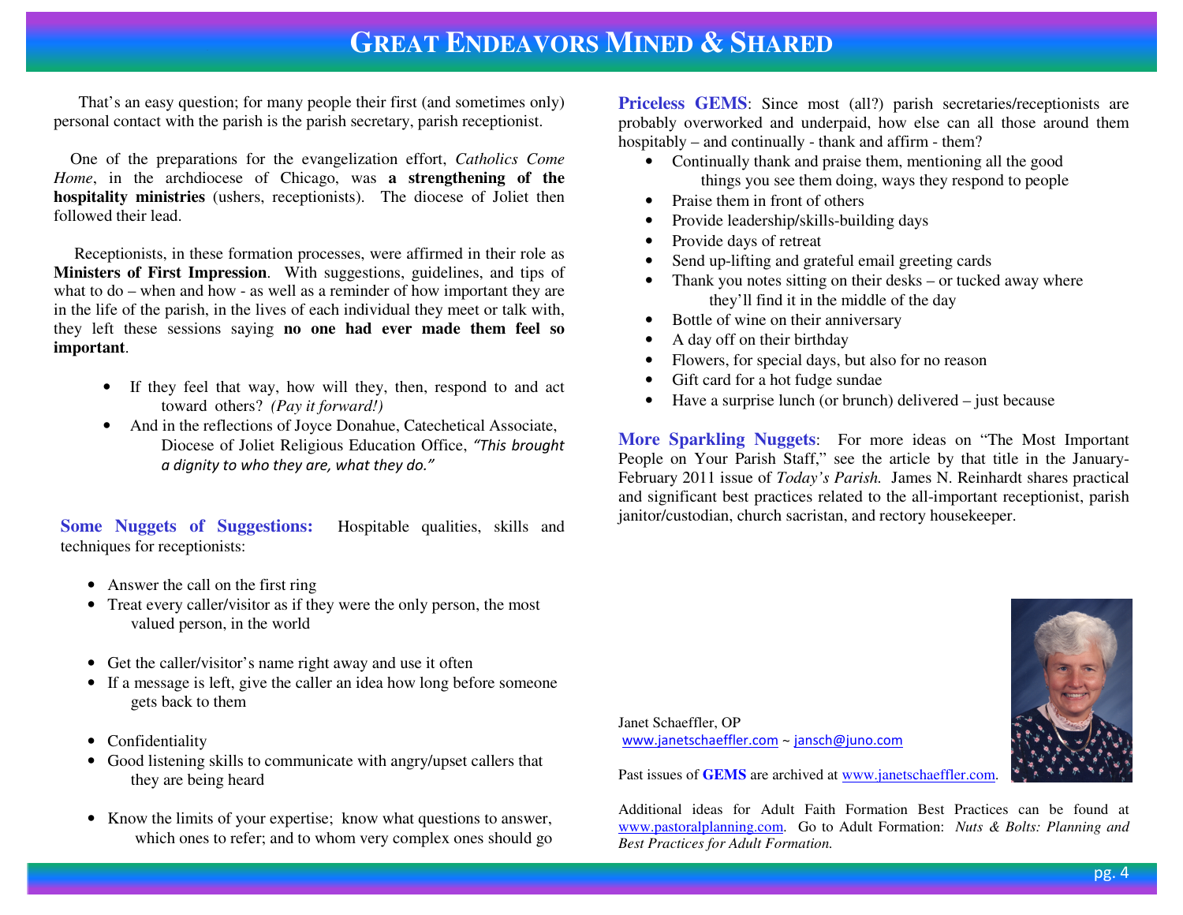That's an easy question; for many people their first (and sometimes only) personal contact with the parish is the parish secretary, parish receptionist.

One of the preparations for the evangelization effort, *Catholics Come Home*, in the archdiocese of Chicago, was **a strengthening of the hospitality ministries** (ushers, receptionists). The diocese of Joliet then followed their lead.

Receptionists, in these formation processes, were affirmed in their role as **Ministers of First Impression**. With suggestions, guidelines, and tips of what to do – when and how - as well as a reminder of how important they are in the life of the parish, in the lives of each individual they meet or talk with, they left these sessions saying **no one had ever made them feel so important**.

- If they feel that way, how will they, then, respond to and act toward others? *(Pay it forward!)*
- And in the reflections of Joyce Donahue, Catechetical Associate, Diocese of Joliet Religious Education Office, *"This brought a dignity to who they are, what they do."*

**Some Nuggets of Suggestions:** Hospitable qualities, skills and techniques for receptionists:

- Answer the call on the first ring
- Treat every caller/visitor as if they were the only person, the most valued person, in the world
- Get the caller/visitor's name right away and use it often
- If a message is left, give the caller an idea how long before someone gets back to them
- Confidentiality
- Good listening skills to communicate with angry/upset callers that they are being heard
- Know the limits of your expertise; know what questions to answer, which ones to refer; and to whom very complex ones should go

**Priceless GEMS**: Since most (all?) parish secretaries/receptionists are probably overworked and underpaid, how else can all those around them hospitably – and continually - thank and affirm - them?

- Continually thank and praise them, mentioning all the good things you see them doing, ways they respond to people
- Praise them in front of others
- Provide leadership/skills-building days
- Provide days of retreat
- Send up-lifting and grateful email greeting cards
- Thank you notes sitting on their desks – or tucked away where they'll find it in the middle of the day
- Bottle of wine on their anniversary
- A day off on their birthday
- Flowers, for special days, but also for no reason
- Gift card for a hot fudge sundae
- Have a surprise lunch (or brunch) delivered – just because

**More Sparkling Nuggets**: For more ideas on "The Most Important People on Your Parish Staff," see the article by that title in the January-February 2011 issue of *Today's Parish.* James N. Reinhardt shares practical and significant best practices related to the all-important receptionist, parish janitor/custodian, church sacristan, and rectory housekeeper.

Janet Schaeffler, OP
www.janetschaeffler.com ~ jansch@juno.com

Past issues of **GEMS** are archived at www.janetschaeffler.com.

Additional ideas for Adult Faith Formation Best Practices can be found at www.pastoralplanning.com. Go to Adult Formation: *Nuts & Bolts: Planning and Best Practices for Adult Formation.*